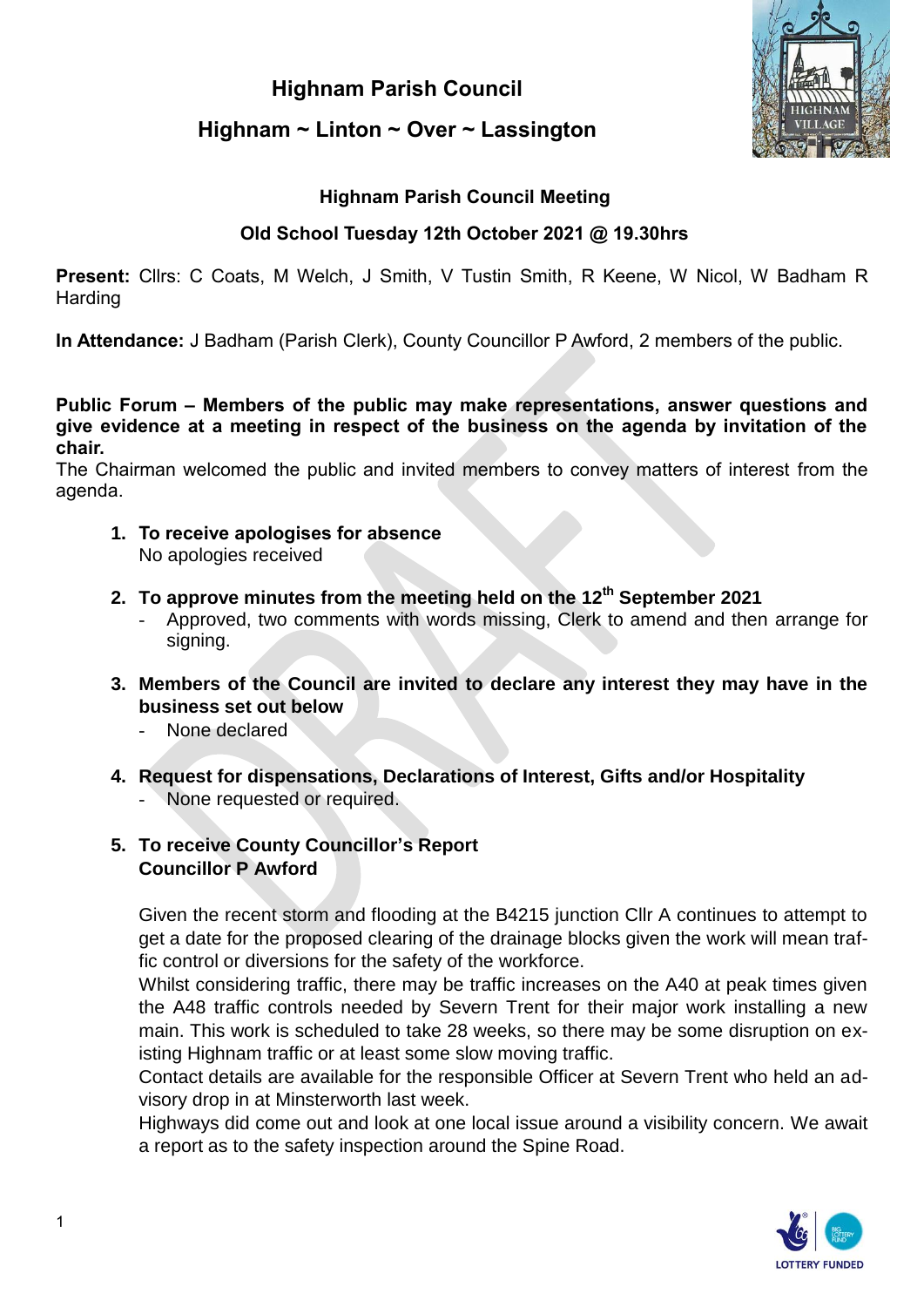# Highnam Parish Council

## Highnam ~ Linton ~ Over ~ Lassington

### Highnam Parish Council Meeting

### Old School Tuesday 12th October 2021 @ 19.30hrs

**Present:** Cllrs: C Coats, M Welch, J Smith, V Tustin Smith, R Keene, W Nicol, W Badham R Harding

**In Attendance:** J Badham (Parish Clerk), County Councillor P Awford, 2 members of the public.

**Public Forum – Members of the public may make representations, answer questions and give evidence at a meeting in respect of the business on the agenda by invitation of the chair.**
The Chairman welcomed the public and invited members to convey matters of interest from the agenda.

1. **To receive apologises for absence**
   No apologies received

2. **To approve minutes from the meeting held on the 12th September 2021**
   - Approved, two comments with words missing, Clerk to amend and then arrange for signing.

3. **Members of the Council are invited to declare any interest they may have in the business set out below**
   - None declared

4. **Request for dispensations, Declarations of Interest, Gifts and/or Hospitality**
   - None requested or required.

5. **To receive County Councillor's Report**
   **Councillor P Awford**

   Given the recent storm and flooding at the B4215 junction Cllr A continues to attempt to get a date for the proposed clearing of the drainage blocks given the work will mean traffic control or diversions for the safety of the workforce.
   Whilst considering traffic, there may be traffic increases on the A40 at peak times given the A48 traffic controls needed by Severn Trent for their major work installing a new main. This work is scheduled to take 28 weeks, so there may be some disruption on existing Highnam traffic or at least some slow moving traffic.
   Contact details are available for the responsible Officer at Severn Trent who held an advisory drop in at Minsterworth last week.
   Highways did come out and look at one local issue around a visibility concern. We await a report as to the safety inspection around the Spine Road.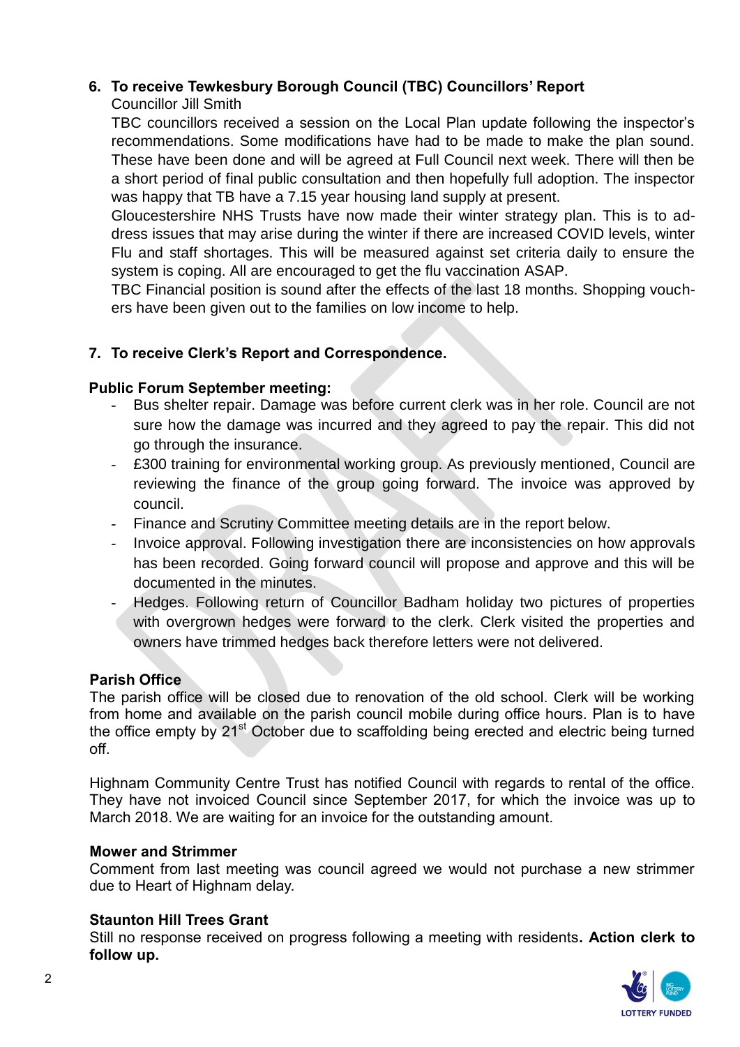**6. To receive Tewkesbury Borough Council (TBC) Councillors' Report**

Councillor Jill Smith

TBC councillors received a session on the Local Plan update following the inspector's recommendations. Some modifications have had to be made to make the plan sound. These have been done and will be agreed at Full Council next week. There will then be a short period of final public consultation and then hopefully full adoption. The inspector was happy that TB have a 7.15 year housing land supply at present.

Gloucestershire NHS Trusts have now made their winter strategy plan. This is to address issues that may arise during the winter if there are increased COVID levels, winter Flu and staff shortages. This will be measured against set criteria daily to ensure the system is coping. All are encouraged to get the flu vaccination ASAP.

TBC Financial position is sound after the effects of the last 18 months. Shopping vouchers have been given out to the families on low income to help.

**7. To receive Clerk's Report and Correspondence.**

**Public Forum September meeting:**

- Bus shelter repair. Damage was before current clerk was in her role. Council are not sure how the damage was incurred and they agreed to pay the repair. This did not go through the insurance.
- £300 training for environmental working group. As previously mentioned, Council are reviewing the finance of the group going forward. The invoice was approved by council.
- Finance and Scrutiny Committee meeting details are in the report below.
- Invoice approval. Following investigation there are inconsistencies on how approvals has been recorded. Going forward council will propose and approve and this will be documented in the minutes.
- Hedges. Following return of Councillor Badham holiday two pictures of properties with overgrown hedges were forward to the clerk. Clerk visited the properties and owners have trimmed hedges back therefore letters were not delivered.

**Parish Office**

The parish office will be closed due to renovation of the old school. Clerk will be working from home and available on the parish council mobile during office hours. Plan is to have the office empty by 21st October due to scaffolding being erected and electric being turned off.

Highnam Community Centre Trust has notified Council with regards to rental of the office. They have not invoiced Council since September 2017, for which the invoice was up to March 2018. We are waiting for an invoice for the outstanding amount.

**Mower and Strimmer**

Comment from last meeting was council agreed we would not purchase a new strimmer due to Heart of Highnam delay.

**Staunton Hill Trees Grant**

Still no response received on progress following a meeting with residents**. Action clerk to follow up.**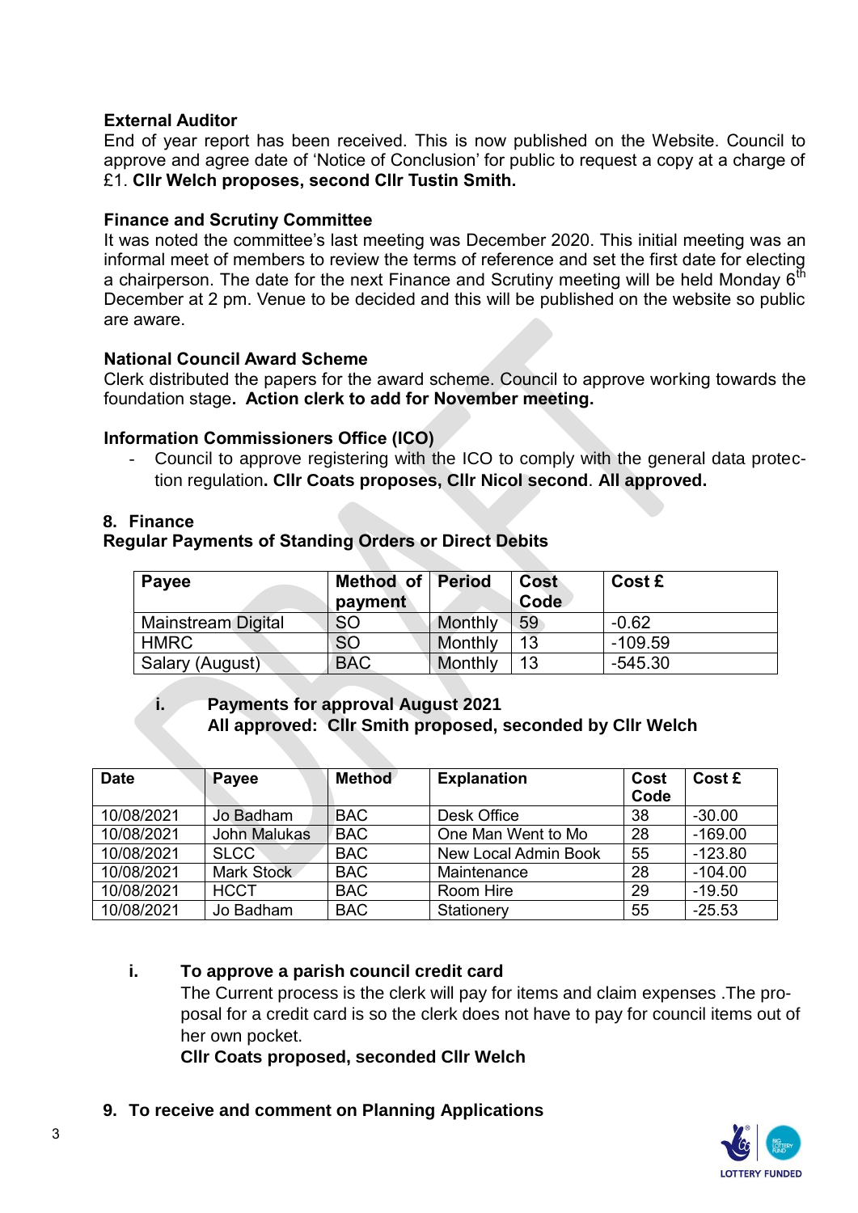**External Auditor**

End of year report has been received. This is now published on the Website. Council to approve and agree date of 'Notice of Conclusion' for public to request a copy at a charge of £1. **Cllr Welch proposes, second Cllr Tustin Smith.**

**Finance and Scrutiny Committee**

It was noted the committee's last meeting was December 2020. This initial meeting was an informal meet of members to review the terms of reference and set the first date for electing a chairperson. The date for the next Finance and Scrutiny meeting will be held Monday 6th December at 2 pm. Venue to be decided and this will be published on the website so public are aware.

**National Council Award Scheme**

Clerk distributed the papers for the award scheme. Council to approve working towards the foundation stage**. Action clerk to add for November meeting.**

**Information Commissioners Office (ICO)**

- Council to approve registering with the ICO to comply with the general data protection regulation**. Cllr Coats proposes, Cllr Nicol second**. **All approved.**

**8. Finance**

**Regular Payments of Standing Orders or Direct Debits**

| Payee | Method of payment | Period | Cost Code | Cost £ |
|---|---|---|---|---|
| Mainstream Digital | SO | Monthly | 59 | -0.62 |
| HMRC | SO | Monthly | 13 | -109.59 |
| Salary (August) | BAC | Monthly | 13 | -545.30 |

**i. Payments for approval August 2021**
**All approved: Cllr Smith proposed, seconded by Cllr Welch**

| Date | Payee | Method | Explanation | Cost Code | Cost £ |
|---|---|---|---|---|---|
| 10/08/2021 | Jo Badham | BAC | Desk Office | 38 | -30.00 |
| 10/08/2021 | John Malukas | BAC | One Man Went to Mo | 28 | -169.00 |
| 10/08/2021 | SLCC | BAC | New Local Admin Book | 55 | -123.80 |
| 10/08/2021 | Mark Stock | BAC | Maintenance | 28 | -104.00 |
| 10/08/2021 | HCCT | BAC | Room Hire | 29 | -19.50 |
| 10/08/2021 | Jo Badham | BAC | Stationery | 55 | -25.53 |

**i. To approve a parish council credit card**

The Current process is the clerk will pay for items and claim expenses .The proposal for a credit card is so the clerk does not have to pay for council items out of her own pocket.

**Cllr Coats proposed, seconded Cllr Welch**

**9. To receive and comment on Planning Applications**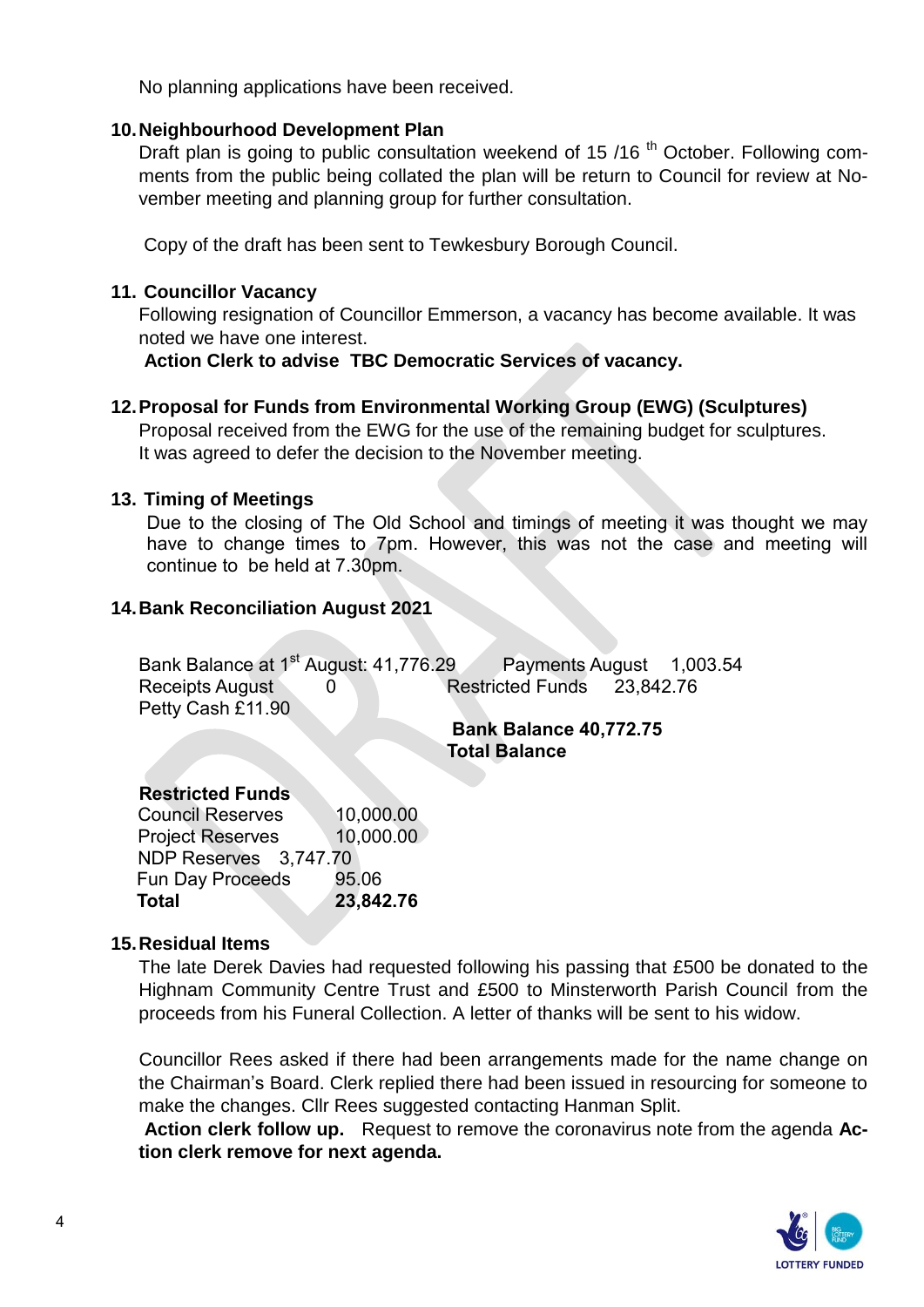No planning applications have been received.

## 10. Neighbourhood Development Plan

Draft plan is going to public consultation weekend of 15 /16 th October. Following comments from the public being collated the plan will be return to Council for review at November meeting and planning group for further consultation.

Copy of the draft has been sent to Tewkesbury Borough Council.

## 11. Councillor Vacancy

Following resignation of Councillor Emmerson, a vacancy has become available. It was noted we have one interest.

**Action Clerk to advise TBC Democratic Services of vacancy.**

## 12. Proposal for Funds from Environmental Working Group (EWG) (Sculptures)

Proposal received from the EWG for the use of the remaining budget for sculptures. It was agreed to defer the decision to the November meeting.

## 13. Timing of Meetings

Due to the closing of The Old School and timings of meeting it was thought we may have to change times to 7pm. However, this was not the case and meeting will continue to be held at 7.30pm.

## 14. Bank Reconciliation August 2021

Bank Balance at 1st August: 41,776.29 &nbsp;&nbsp;&nbsp; Payments August 1,003.54
Receipts August 0 &nbsp;&nbsp;&nbsp; Restricted Funds 23,842.76
Petty Cash £11.90

**Bank Balance 40,772.75**
**Total Balance**

| **Restricted Funds** | |
|---|---|
| Council Reserves | 10,000.00 |
| Project Reserves | 10,000.00 |
| NDP Reserves | 3,747.70 |
| Fun Day Proceeds | 95.06 |
| **Total** | **23,842.76** |

## 15. Residual Items

The late Derek Davies had requested following his passing that £500 be donated to the Highnam Community Centre Trust and £500 to Minsterworth Parish Council from the proceeds from his Funeral Collection. A letter of thanks will be sent to his widow.

Councillor Rees asked if there had been arrangements made for the name change on the Chairman's Board. Clerk replied there had been issued in resourcing for someone to make the changes. Cllr Rees suggested contacting Hanman Split.

**Action clerk follow up.** Request to remove the coronavirus note from the agenda **Action clerk remove for next agenda.**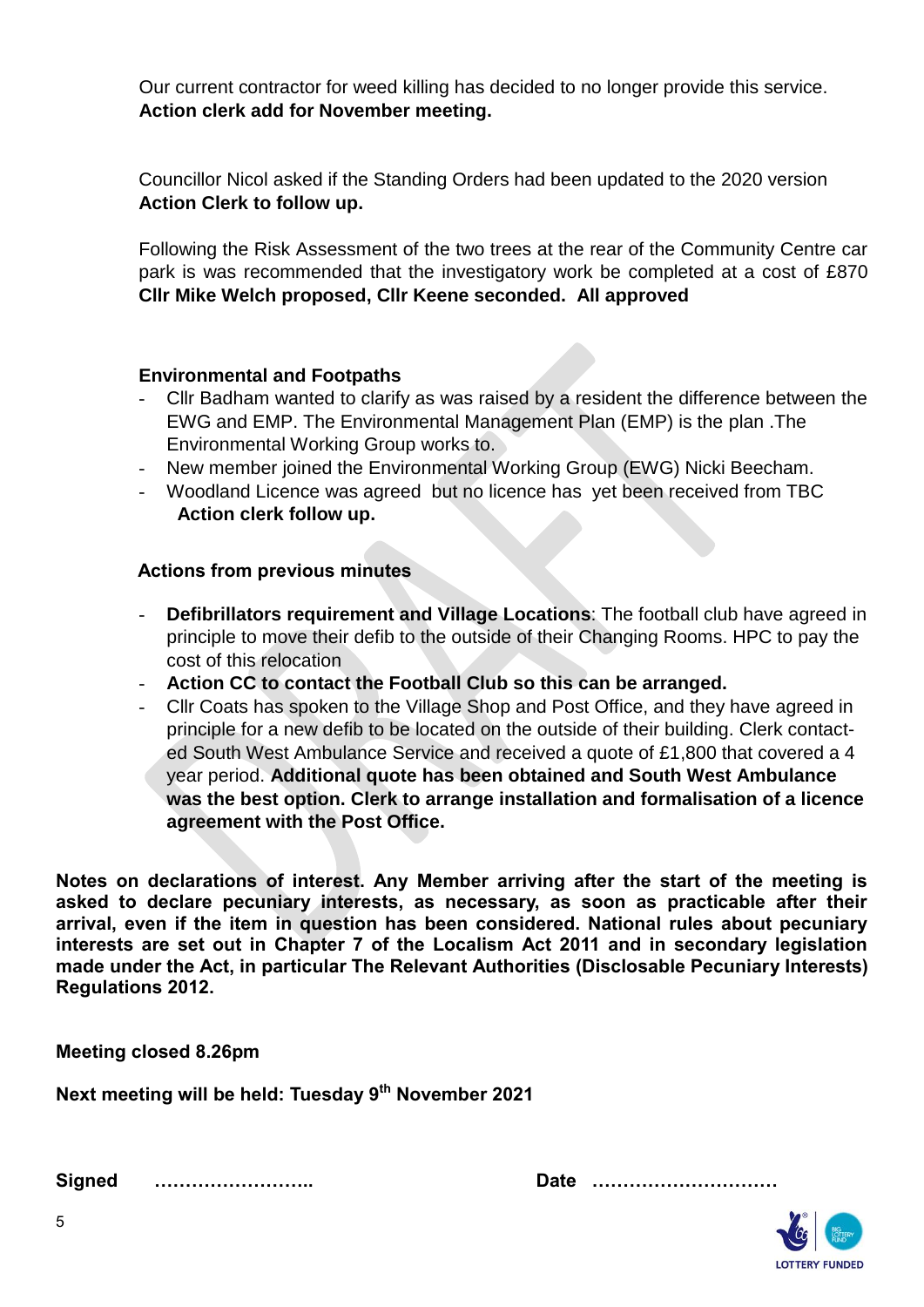Our current contractor for weed killing has decided to no longer provide this service.
**Action clerk add for November meeting.**

Councillor Nicol asked if the Standing Orders had been updated to the 2020 version
**Action Clerk to follow up.**

Following the Risk Assessment of the two trees at the rear of the Community Centre car park is was recommended that the investigatory work be completed at a cost of £870
**Cllr Mike Welch proposed, Cllr Keene seconded. All approved**

**Environmental and Footpaths**

- Cllr Badham wanted to clarify as was raised by a resident the difference between the EWG and EMP. The Environmental Management Plan (EMP) is the plan .The Environmental Working Group works to.
- New member joined the Environmental Working Group (EWG) Nicki Beecham.
- Woodland Licence was agreed but no licence has yet been received from TBC
  **Action clerk follow up.**

**Actions from previous minutes**

- **Defibrillators requirement and Village Locations**: The football club have agreed in principle to move their defib to the outside of their Changing Rooms. HPC to pay the cost of this relocation
- **Action CC to contact the Football Club so this can be arranged.**
- Cllr Coats has spoken to the Village Shop and Post Office, and they have agreed in principle for a new defib to be located on the outside of their building. Clerk contacted South West Ambulance Service and received a quote of £1,800 that covered a 4 year period. **Additional quote has been obtained and South West Ambulance was the best option. Clerk to arrange installation and formalisation of a licence agreement with the Post Office.**

**Notes on declarations of interest. Any Member arriving after the start of the meeting is asked to declare pecuniary interests, as necessary, as soon as practicable after their arrival, even if the item in question has been considered. National rules about pecuniary interests are set out in Chapter 7 of the Localism Act 2011 and in secondary legislation made under the Act, in particular The Relevant Authorities (Disclosable Pecuniary Interests) Regulations 2012.**

**Meeting closed 8.26pm**

**Next meeting will be held: Tuesday 9th November 2021**

**Signed** …………………….. **Date** …………………………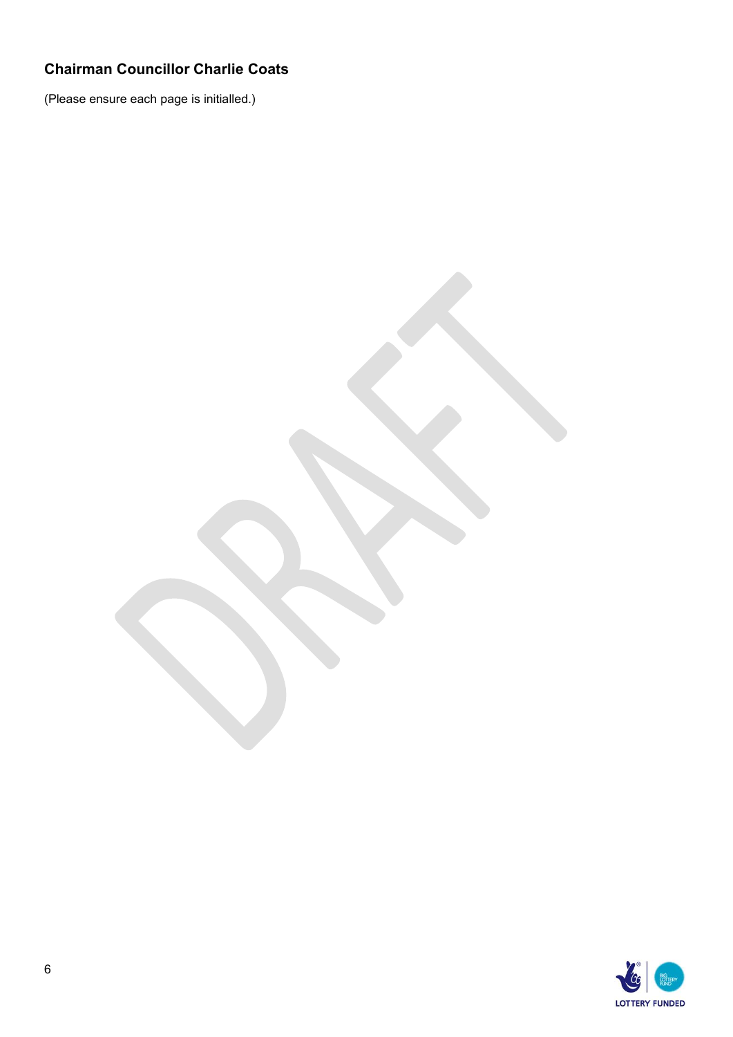**Chairman Councillor Charlie Coats**

(Please ensure each page is initialled.)